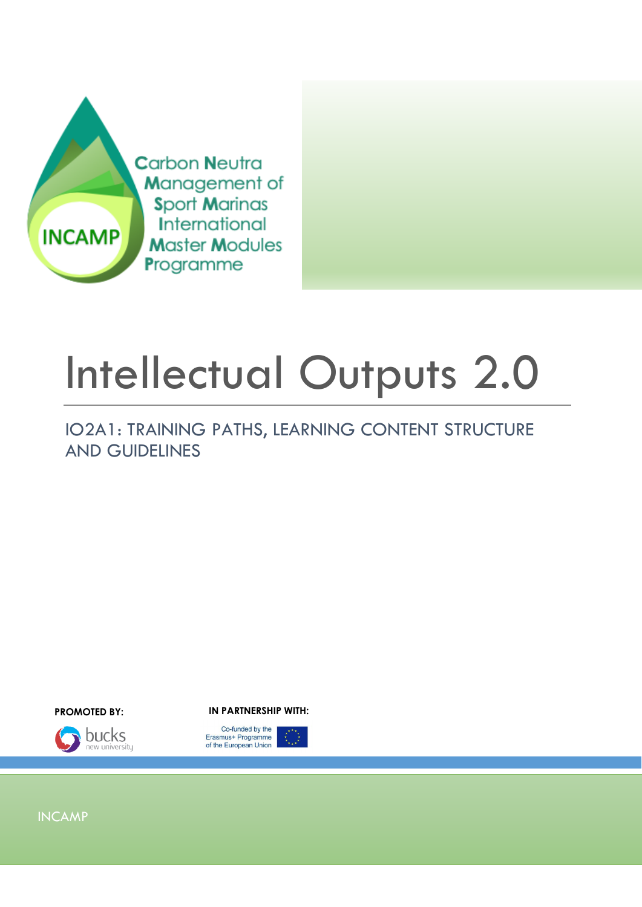Carbon Neutra Management of Sport Marinas International Master Modules Programme

INCAMP

# Intellectual Outputs 2.0

## IO2A1: TRAINING PATHS, LEARNING CONTENT STRUCTURE AND GUIDELINES

**PROMOTED BY:**

bucks new university

**IN PARTNERSHIP WITH:**

Co-funded by the Erasmus+ Programme of the European Union

INCAMP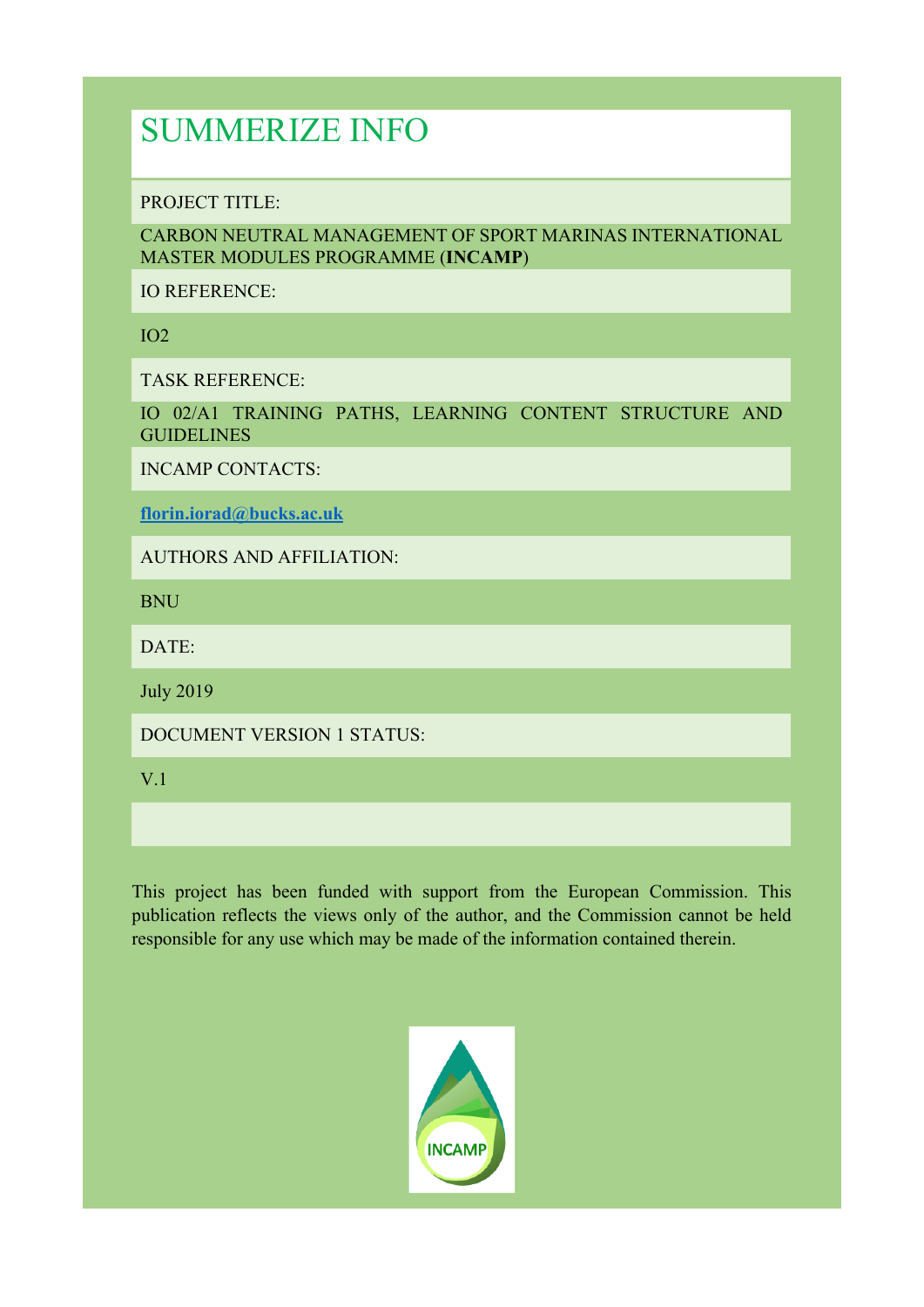# SUMMERIZE INFO

PROJECT TITLE:

CARBON NEUTRAL MANAGEMENT OF SPORT MARINAS INTERNATIONAL MASTER MODULES PROGRAMME (**INCAMP**)

IO REFERENCE:

IO2

TASK REFERENCE:

IO 02/A1 TRAINING PATHS, LEARNING CONTENT STRUCTURE AND GUIDELINES

INCAMP CONTACTS:

**florin.iorad@bucks.ac.uk**

AUTHORS AND AFFILIATION:

BNU

DATE:

July 2019

DOCUMENT VERSION 1 STATUS:

V.1

This project has been funded with support from the European Commission. This publication reflects the views only of the author, and the Commission cannot be held responsible for any use which may be made of the information contained therein.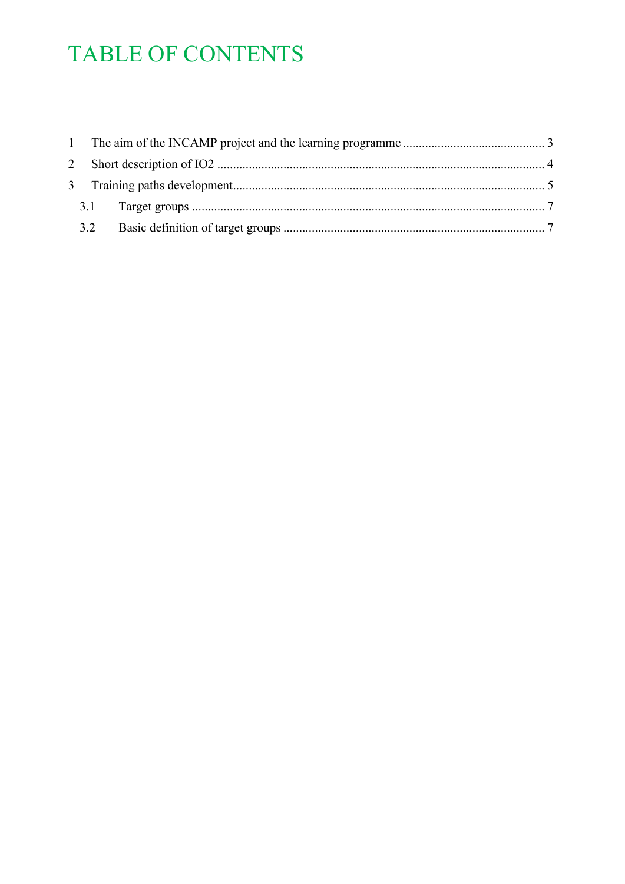# TABLE OF CONTENTS

1 The aim of the INCAMP project and the learning programme ............................................ 3

2 Short description of IO2 ...................................................................................................... 4

3 Training paths development................................................................................................. 5

3.1 Target groups ............................................................................................................. 7

3.2 Basic definition of target groups .................................................................................. 7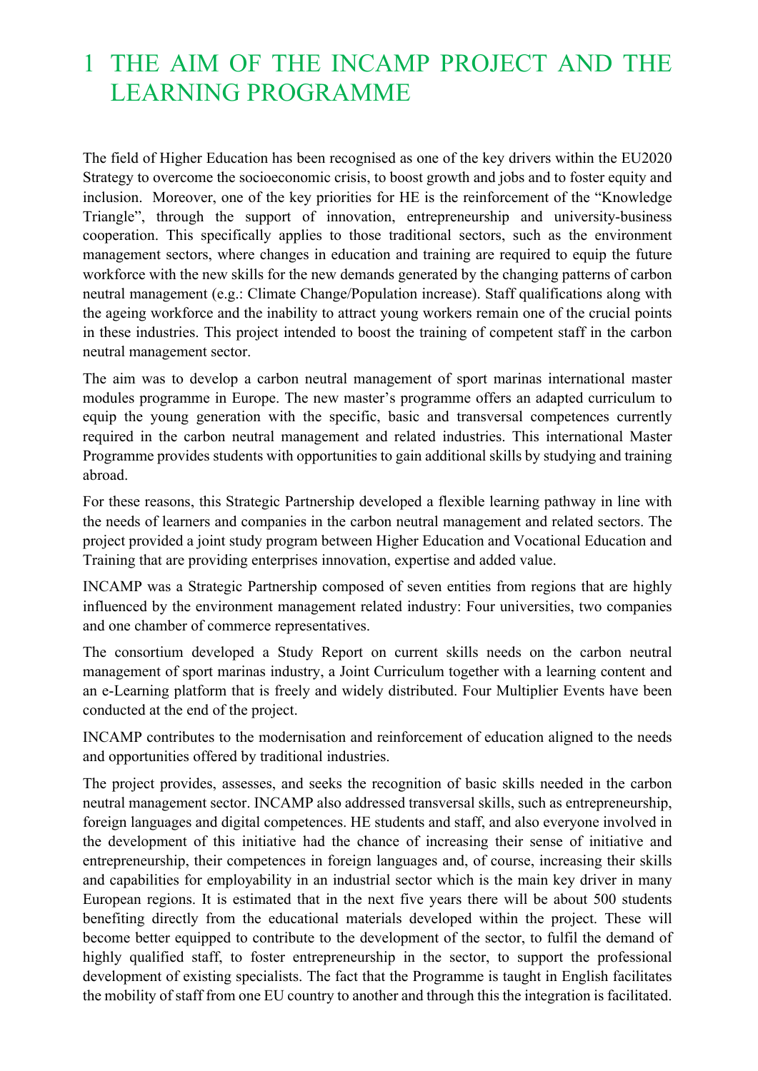// 1 THE AIM OF THE INCAMP PROJECT AND THE LEARNING PROGRAMME

The field of Higher Education has been recognised as one of the key drivers within the EU2020 Strategy to overcome the socioeconomic crisis, to boost growth and jobs and to foster equity and inclusion. Moreover, one of the key priorities for HE is the reinforcement of the "Knowledge Triangle", through the support of innovation, entrepreneurship and university-business cooperation. This specifically applies to those traditional sectors, such as the environment management sectors, where changes in education and training are required to equip the future workforce with the new skills for the new demands generated by the changing patterns of carbon neutral management (e.g.: Climate Change/Population increase). Staff qualifications along with the ageing workforce and the inability to attract young workers remain one of the crucial points in these industries. This project intended to boost the training of competent staff in the carbon neutral management sector.

The aim was to develop a carbon neutral management of sport marinas international master modules programme in Europe. The new master's programme offers an adapted curriculum to equip the young generation with the specific, basic and transversal competences currently required in the carbon neutral management and related industries. This international Master Programme provides students with opportunities to gain additional skills by studying and training abroad.

For these reasons, this Strategic Partnership developed a flexible learning pathway in line with the needs of learners and companies in the carbon neutral management and related sectors. The project provided a joint study program between Higher Education and Vocational Education and Training that are providing enterprises innovation, expertise and added value.

INCAMP was a Strategic Partnership composed of seven entities from regions that are highly influenced by the environment management related industry: Four universities, two companies and one chamber of commerce representatives.

The consortium developed a Study Report on current skills needs on the carbon neutral management of sport marinas industry, a Joint Curriculum together with a learning content and an e-Learning platform that is freely and widely distributed. Four Multiplier Events have been conducted at the end of the project.

INCAMP contributes to the modernisation and reinforcement of education aligned to the needs and opportunities offered by traditional industries.

The project provides, assesses, and seeks the recognition of basic skills needed in the carbon neutral management sector. INCAMP also addressed transversal skills, such as entrepreneurship, foreign languages and digital competences. HE students and staff, and also everyone involved in the development of this initiative had the chance of increasing their sense of initiative and entrepreneurship, their competences in foreign languages and, of course, increasing their skills and capabilities for employability in an industrial sector which is the main key driver in many European regions. It is estimated that in the next five years there will be about 500 students benefiting directly from the educational materials developed within the project. These will become better equipped to contribute to the development of the sector, to fulfil the demand of highly qualified staff, to foster entrepreneurship in the sector, to support the professional development of existing specialists. The fact that the Programme is taught in English facilitates the mobility of staff from one EU country to another and through this the integration is facilitated.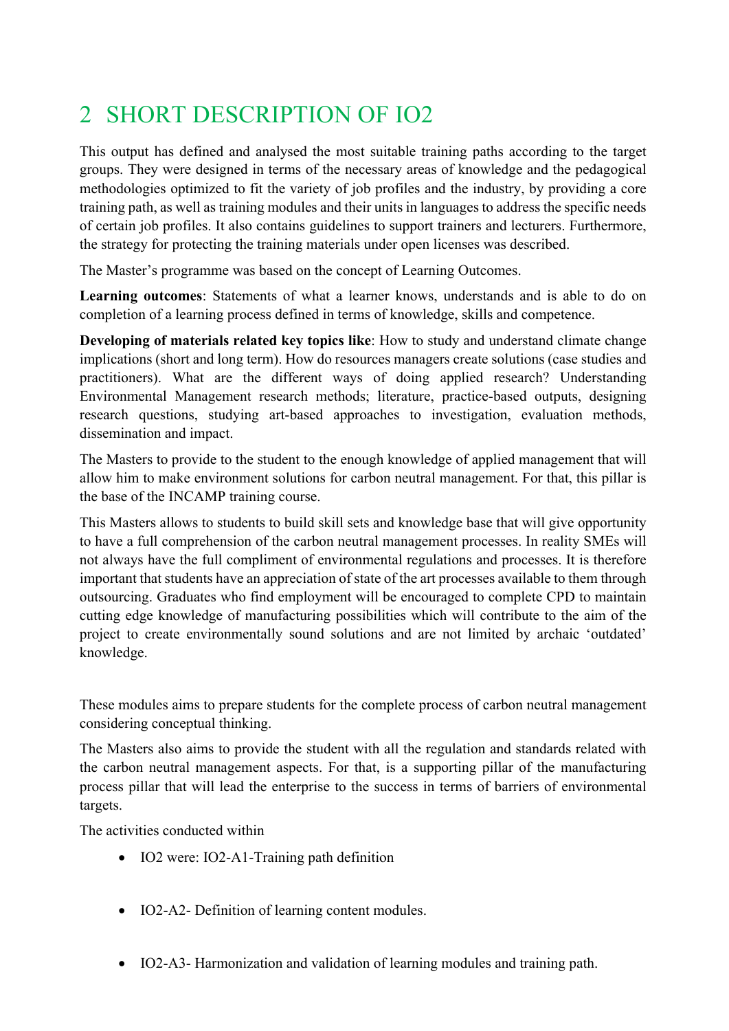# 2 SHORT DESCRIPTION OF IO2

This output has defined and analysed the most suitable training paths according to the target groups. They were designed in terms of the necessary areas of knowledge and the pedagogical methodologies optimized to fit the variety of job profiles and the industry, by providing a core training path, as well as training modules and their units in languages to address the specific needs of certain job profiles. It also contains guidelines to support trainers and lecturers. Furthermore, the strategy for protecting the training materials under open licenses was described.

The Master's programme was based on the concept of Learning Outcomes.

**Learning outcomes**: Statements of what a learner knows, understands and is able to do on completion of a learning process defined in terms of knowledge, skills and competence.

**Developing of materials related key topics like**: How to study and understand climate change implications (short and long term). How do resources managers create solutions (case studies and practitioners). What are the different ways of doing applied research? Understanding Environmental Management research methods; literature, practice-based outputs, designing research questions, studying art-based approaches to investigation, evaluation methods, dissemination and impact.

The Masters to provide to the student to the enough knowledge of applied management that will allow him to make environment solutions for carbon neutral management. For that, this pillar is the base of the INCAMP training course.

This Masters allows to students to build skill sets and knowledge base that will give opportunity to have a full comprehension of the carbon neutral management processes. In reality SMEs will not always have the full compliment of environmental regulations and processes. It is therefore important that students have an appreciation of state of the art processes available to them through outsourcing. Graduates who find employment will be encouraged to complete CPD to maintain cutting edge knowledge of manufacturing possibilities which will contribute to the aim of the project to create environmentally sound solutions and are not limited by archaic 'outdated' knowledge.

These modules aims to prepare students for the complete process of carbon neutral management considering conceptual thinking.

The Masters also aims to provide the student with all the regulation and standards related with the carbon neutral management aspects. For that, is a supporting pillar of the manufacturing process pillar that will lead the enterprise to the success in terms of barriers of environmental targets.

The activities conducted within

- IO2 were: IO2-A1-Training path definition
- IO2-A2- Definition of learning content modules.
- IO2-A3- Harmonization and validation of learning modules and training path.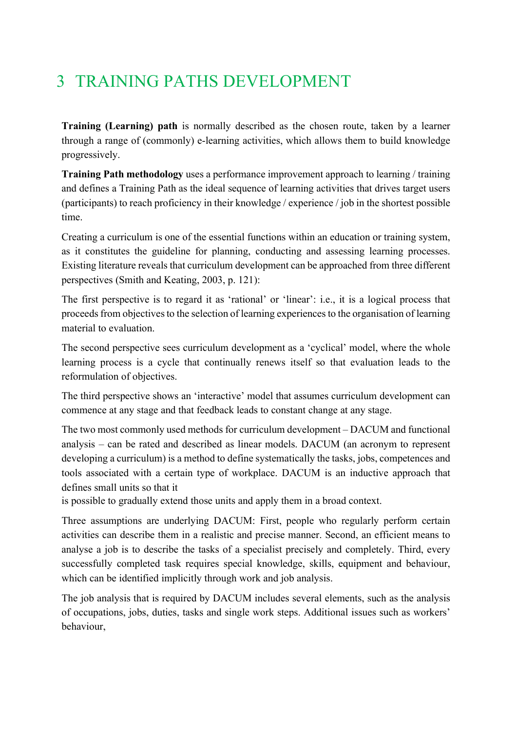# 3 TRAINING PATHS DEVELOPMENT

**Training (Learning) path** is normally described as the chosen route, taken by a learner through a range of (commonly) e-learning activities, which allows them to build knowledge progressively.

**Training Path methodology** uses a performance improvement approach to learning / training and defines a Training Path as the ideal sequence of learning activities that drives target users (participants) to reach proficiency in their knowledge / experience / job in the shortest possible time.

Creating a curriculum is one of the essential functions within an education or training system, as it constitutes the guideline for planning, conducting and assessing learning processes. Existing literature reveals that curriculum development can be approached from three different perspectives (Smith and Keating, 2003, p. 121):

The first perspective is to regard it as 'rational' or 'linear': i.e., it is a logical process that proceeds from objectives to the selection of learning experiences to the organisation of learning material to evaluation.

The second perspective sees curriculum development as a 'cyclical' model, where the whole learning process is a cycle that continually renews itself so that evaluation leads to the reformulation of objectives.

The third perspective shows an 'interactive' model that assumes curriculum development can commence at any stage and that feedback leads to constant change at any stage.

The two most commonly used methods for curriculum development – DACUM and functional analysis – can be rated and described as linear models. DACUM (an acronym to represent developing a curriculum) is a method to define systematically the tasks, jobs, competences and tools associated with a certain type of workplace. DACUM is an inductive approach that defines small units so that it is possible to gradually extend those units and apply them in a broad context.

Three assumptions are underlying DACUM: First, people who regularly perform certain activities can describe them in a realistic and precise manner. Second, an efficient means to analyse a job is to describe the tasks of a specialist precisely and completely. Third, every successfully completed task requires special knowledge, skills, equipment and behaviour, which can be identified implicitly through work and job analysis.

The job analysis that is required by DACUM includes several elements, such as the analysis of occupations, jobs, duties, tasks and single work steps. Additional issues such as workers' behaviour,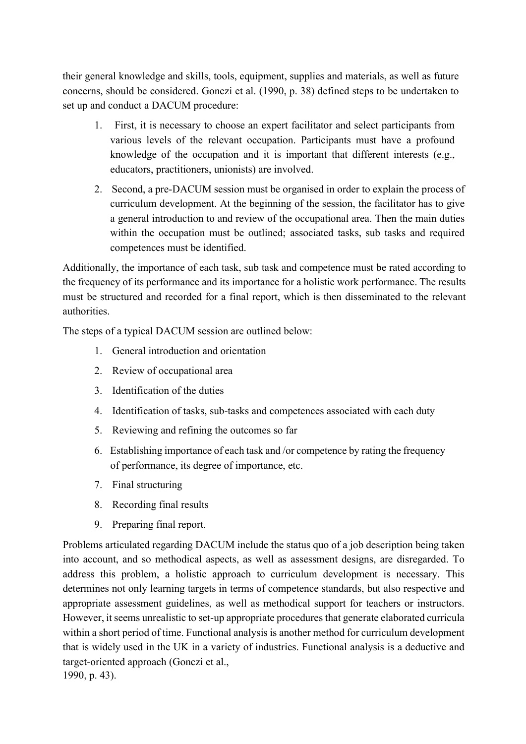their general knowledge and skills, tools, equipment, supplies and materials, as well as future concerns, should be considered. Gonczi et al. (1990, p. 38) defined steps to be undertaken to set up and conduct a DACUM procedure:

1. First, it is necessary to choose an expert facilitator and select participants from various levels of the relevant occupation. Participants must have a profound knowledge of the occupation and it is important that different interests (e.g., educators, practitioners, unionists) are involved.
2. Second, a pre-DACUM session must be organised in order to explain the process of curriculum development. At the beginning of the session, the facilitator has to give a general introduction to and review of the occupational area. Then the main duties within the occupation must be outlined; associated tasks, sub tasks and required competences must be identified.

Additionally, the importance of each task, sub task and competence must be rated according to the frequency of its performance and its importance for a holistic work performance. The results must be structured and recorded for a final report, which is then disseminated to the relevant authorities.

The steps of a typical DACUM session are outlined below:

1. General introduction and orientation
2. Review of occupational area
3. Identification of the duties
4. Identification of tasks, sub-tasks and competences associated with each duty
5. Reviewing and refining the outcomes so far
6. Establishing importance of each task and /or competence by rating the frequency of performance, its degree of importance, etc.
7. Final structuring
8. Recording final results
9. Preparing final report.

Problems articulated regarding DACUM include the status quo of a job description being taken into account, and so methodical aspects, as well as assessment designs, are disregarded. To address this problem, a holistic approach to curriculum development is necessary. This determines not only learning targets in terms of competence standards, but also respective and appropriate assessment guidelines, as well as methodical support for teachers or instructors. However, it seems unrealistic to set-up appropriate procedures that generate elaborated curricula within a short period of time. Functional analysis is another method for curriculum development that is widely used in the UK in a variety of industries. Functional analysis is a deductive and target-oriented approach (Gonczi et al., 1990, p. 43).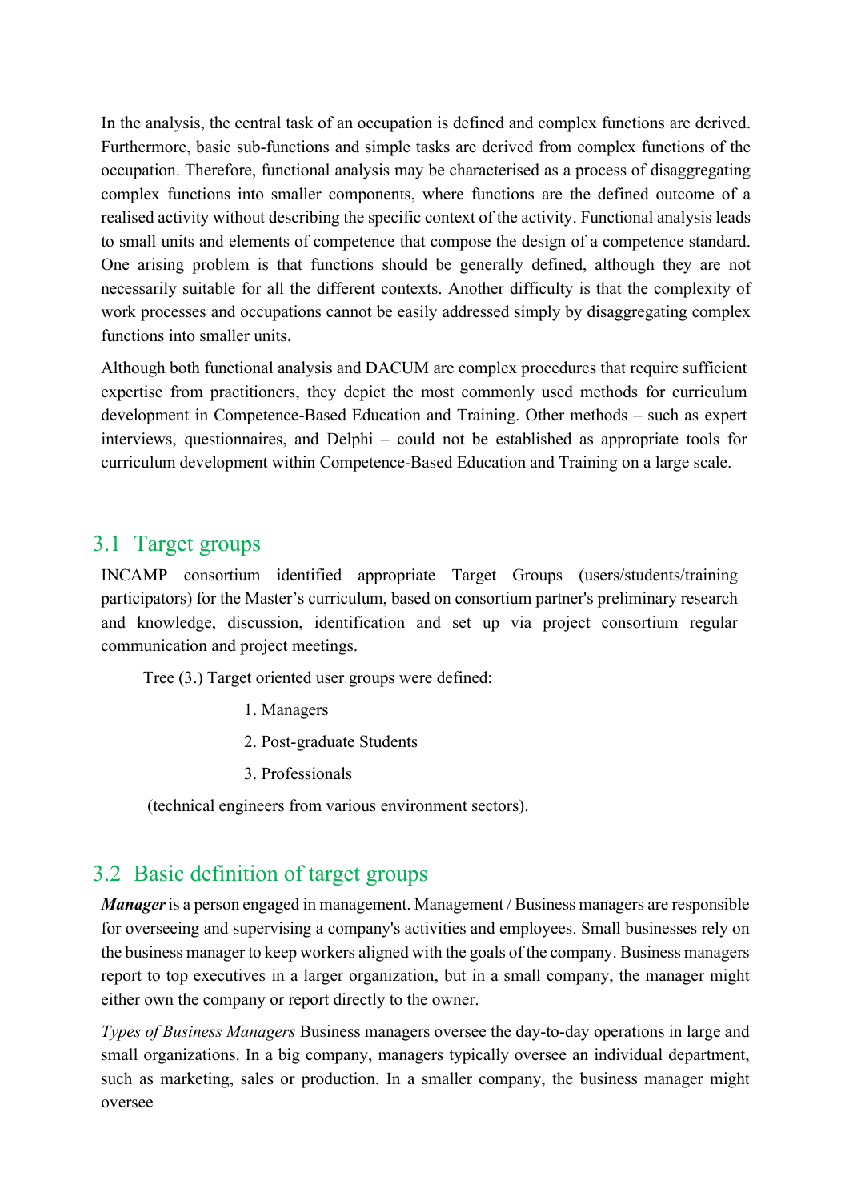In the analysis, the central task of an occupation is defined and complex functions are derived. Furthermore, basic sub-functions and simple tasks are derived from complex functions of the occupation. Therefore, functional analysis may be characterised as a process of disaggregating complex functions into smaller components, where functions are the defined outcome of a realised activity without describing the specific context of the activity. Functional analysis leads to small units and elements of competence that compose the design of a competence standard. One arising problem is that functions should be generally defined, although they are not necessarily suitable for all the different contexts. Another difficulty is that the complexity of work processes and occupations cannot be easily addressed simply by disaggregating complex functions into smaller units.

Although both functional analysis and DACUM are complex procedures that require sufficient expertise from practitioners, they depict the most commonly used methods for curriculum development in Competence-Based Education and Training. Other methods – such as expert interviews, questionnaires, and Delphi – could not be established as appropriate tools for curriculum development within Competence-Based Education and Training on a large scale.

## 3.1 Target groups

INCAMP consortium identified appropriate Target Groups (users/students/training participators) for the Master's curriculum, based on consortium partner's preliminary research and knowledge, discussion, identification and set up via project consortium regular communication and project meetings.

Tree (3.) Target oriented user groups were defined:

1. Managers
2. Post-graduate Students
3. Professionals

(technical engineers from various environment sectors).

## 3.2 Basic definition of target groups

***Manager*** is a person engaged in management. Management / Business managers are responsible for overseeing and supervising a company's activities and employees. Small businesses rely on the business manager to keep workers aligned with the goals of the company. Business managers report to top executives in a larger organization, but in a small company, the manager might either own the company or report directly to the owner.

*Types of Business Managers* Business managers oversee the day-to-day operations in large and small organizations. In a big company, managers typically oversee an individual department, such as marketing, sales or production. In a smaller company, the business manager might oversee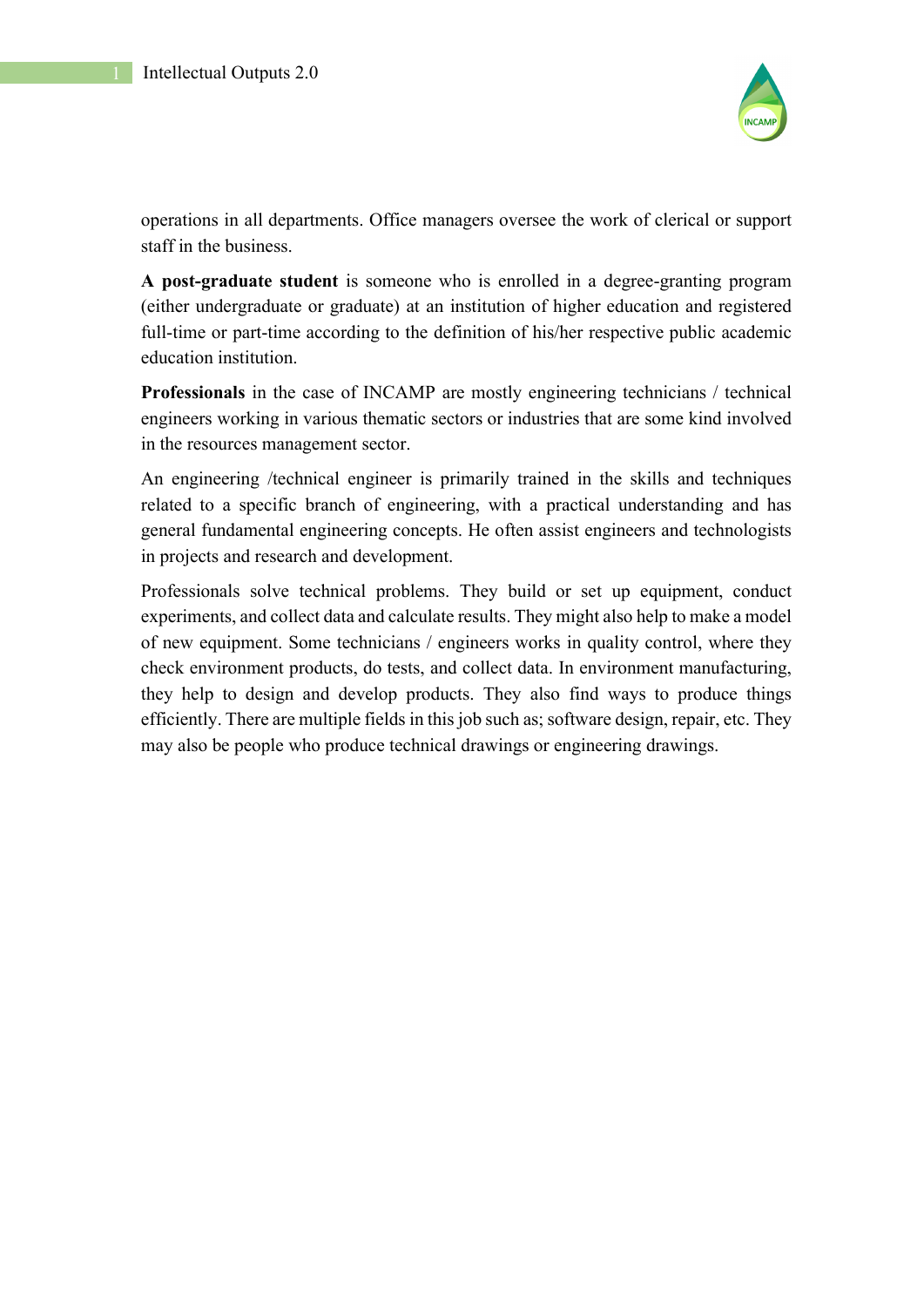operations in all departments. Office managers oversee the work of clerical or support staff in the business.

**A post-graduate student** is someone who is enrolled in a degree-granting program (either undergraduate or graduate) at an institution of higher education and registered full-time or part-time according to the definition of his/her respective public academic education institution.

**Professionals** in the case of INCAMP are mostly engineering technicians / technical engineers working in various thematic sectors or industries that are some kind involved in the resources management sector.

An engineering /technical engineer is primarily trained in the skills and techniques related to a specific branch of engineering, with a practical understanding and has general fundamental engineering concepts. He often assist engineers and technologists in projects and research and development.

Professionals solve technical problems. They build or set up equipment, conduct experiments, and collect data and calculate results. They might also help to make a model of new equipment. Some technicians / engineers works in quality control, where they check environment products, do tests, and collect data. In environment manufacturing, they help to design and develop products. They also find ways to produce things efficiently. There are multiple fields in this job such as; software design, repair, etc. They may also be people who produce technical drawings or engineering drawings.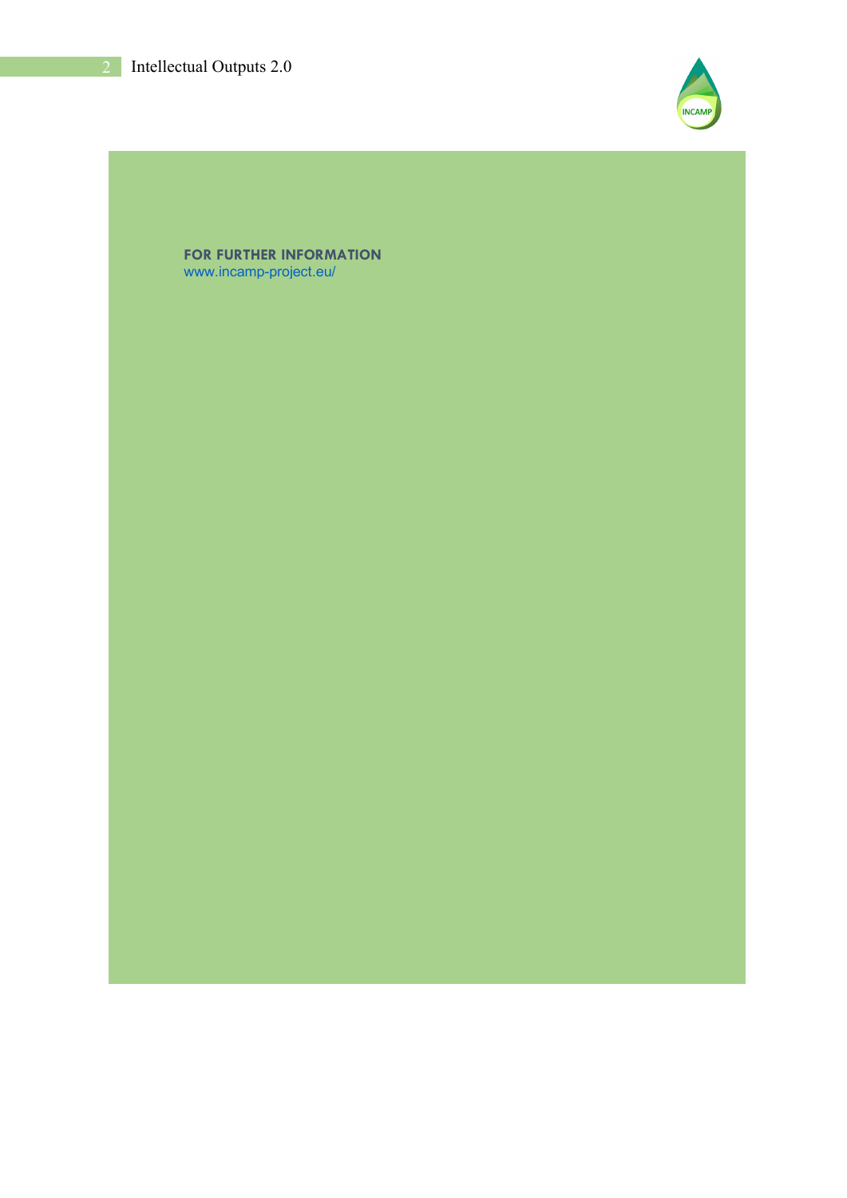**FOR FURTHER INFORMATION**
www.incamp-project.eu/